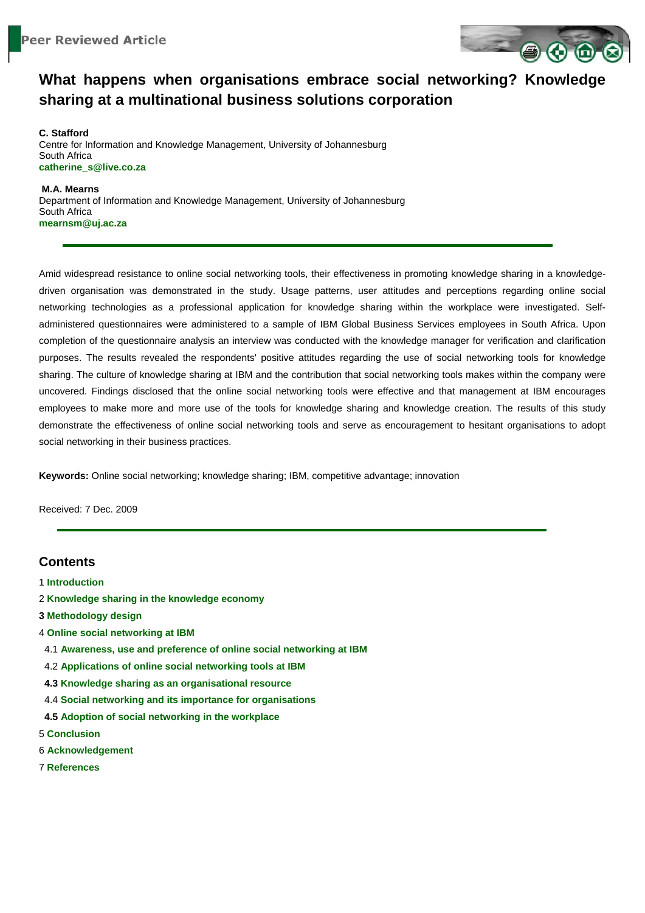Peer Reviewed Article

# What happens when organisations embrace social networking? Knowledge sharing at a multinational business solutions corporation

**C. Stafford**
Centre for Information and Knowledge Management, University of Johannesburg
South Africa
**catherine_s@live.co.za**

**M.A. Mearns**
Department of Information and Knowledge Management, University of Johannesburg
South Africa
**mearnsm@uj.ac.za**

---

Amid widespread resistance to online social networking tools, their effectiveness in promoting knowledge sharing in a knowledge-driven organisation was demonstrated in the study. Usage patterns, user attitudes and perceptions regarding online social networking technologies as a professional application for knowledge sharing within the workplace were investigated. Self-administered questionnaires were administered to a sample of IBM Global Business Services employees in South Africa. Upon completion of the questionnaire analysis an interview was conducted with the knowledge manager for verification and clarification purposes. The results revealed the respondents' positive attitudes regarding the use of social networking tools for knowledge sharing. The culture of knowledge sharing at IBM and the contribution that social networking tools makes within the company were uncovered. Findings disclosed that the online social networking tools were effective and that management at IBM encourages employees to make more and more use of the tools for knowledge sharing and knowledge creation. The results of this study demonstrate the effectiveness of online social networking tools and serve as encouragement to hesitant organisations to adopt social networking in their business practices.

**Keywords:** Online social networking; knowledge sharing; IBM, competitive advantage; innovation

Received: 7 Dec. 2009

---

## Contents

1 **Introduction**
2 **Knowledge sharing in the knowledge economy**
**3** **Methodology design**
4 **Online social networking at IBM**
 4.1 **Awareness, use and preference of online social networking at IBM**
 4.2 **Applications of online social networking tools at IBM**
 **4.3** **Knowledge sharing as an organisational resource**
 4.4 **Social networking and its importance for organisations**
 **4.5** **Adoption of social networking in the workplace**
5 **Conclusion**
6 **Acknowledgement**
7 **References**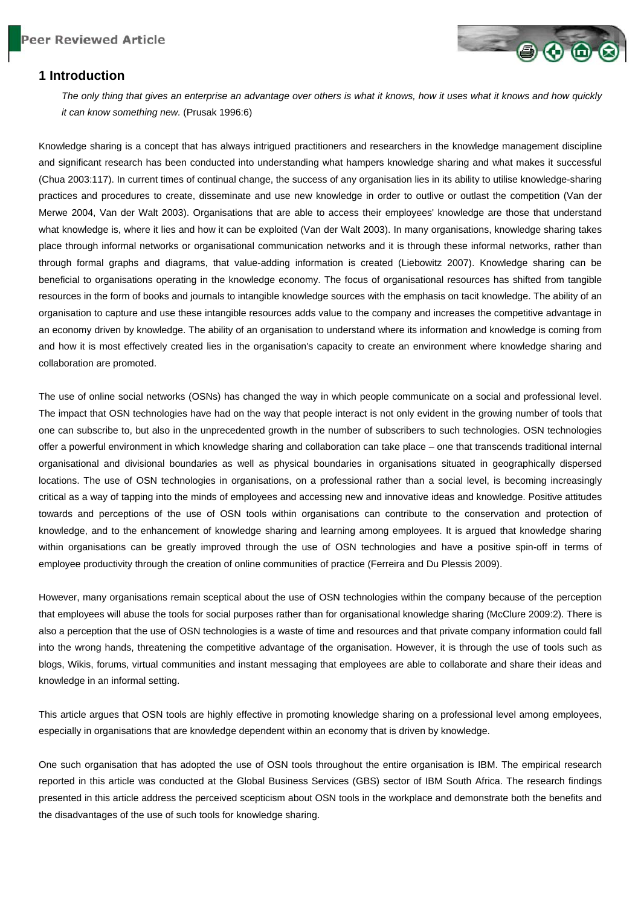## 1 Introduction

> *The only thing that gives an enterprise an advantage over others is what it knows, how it uses what it knows and how quickly it can know something new.* (Prusak 1996:6)

Knowledge sharing is a concept that has always intrigued practitioners and researchers in the knowledge management discipline and significant research has been conducted into understanding what hampers knowledge sharing and what makes it successful (Chua 2003:117). In current times of continual change, the success of any organisation lies in its ability to utilise knowledge-sharing practices and procedures to create, disseminate and use new knowledge in order to outlive or outlast the competition (Van der Merwe 2004, Van der Walt 2003). Organisations that are able to access their employees' knowledge are those that understand what knowledge is, where it lies and how it can be exploited (Van der Walt 2003). In many organisations, knowledge sharing takes place through informal networks or organisational communication networks and it is through these informal networks, rather than through formal graphs and diagrams, that value-adding information is created (Liebowitz 2007). Knowledge sharing can be beneficial to organisations operating in the knowledge economy. The focus of organisational resources has shifted from tangible resources in the form of books and journals to intangible knowledge sources with the emphasis on tacit knowledge. The ability of an organisation to capture and use these intangible resources adds value to the company and increases the competitive advantage in an economy driven by knowledge. The ability of an organisation to understand where its information and knowledge is coming from and how it is most effectively created lies in the organisation's capacity to create an environment where knowledge sharing and collaboration are promoted.

The use of online social networks (OSNs) has changed the way in which people communicate on a social and professional level. The impact that OSN technologies have had on the way that people interact is not only evident in the growing number of tools that one can subscribe to, but also in the unprecedented growth in the number of subscribers to such technologies. OSN technologies offer a powerful environment in which knowledge sharing and collaboration can take place – one that transcends traditional internal organisational and divisional boundaries as well as physical boundaries in organisations situated in geographically dispersed locations. The use of OSN technologies in organisations, on a professional rather than a social level, is becoming increasingly critical as a way of tapping into the minds of employees and accessing new and innovative ideas and knowledge. Positive attitudes towards and perceptions of the use of OSN tools within organisations can contribute to the conservation and protection of knowledge, and to the enhancement of knowledge sharing and learning among employees. It is argued that knowledge sharing within organisations can be greatly improved through the use of OSN technologies and have a positive spin-off in terms of employee productivity through the creation of online communities of practice (Ferreira and Du Plessis 2009).

However, many organisations remain sceptical about the use of OSN technologies within the company because of the perception that employees will abuse the tools for social purposes rather than for organisational knowledge sharing (McClure 2009:2). There is also a perception that the use of OSN technologies is a waste of time and resources and that private company information could fall into the wrong hands, threatening the competitive advantage of the organisation. However, it is through the use of tools such as blogs, Wikis, forums, virtual communities and instant messaging that employees are able to collaborate and share their ideas and knowledge in an informal setting.

This article argues that OSN tools are highly effective in promoting knowledge sharing on a professional level among employees, especially in organisations that are knowledge dependent within an economy that is driven by knowledge.

One such organisation that has adopted the use of OSN tools throughout the entire organisation is IBM. The empirical research reported in this article was conducted at the Global Business Services (GBS) sector of IBM South Africa. The research findings presented in this article address the perceived scepticism about OSN tools in the workplace and demonstrate both the benefits and the disadvantages of the use of such tools for knowledge sharing.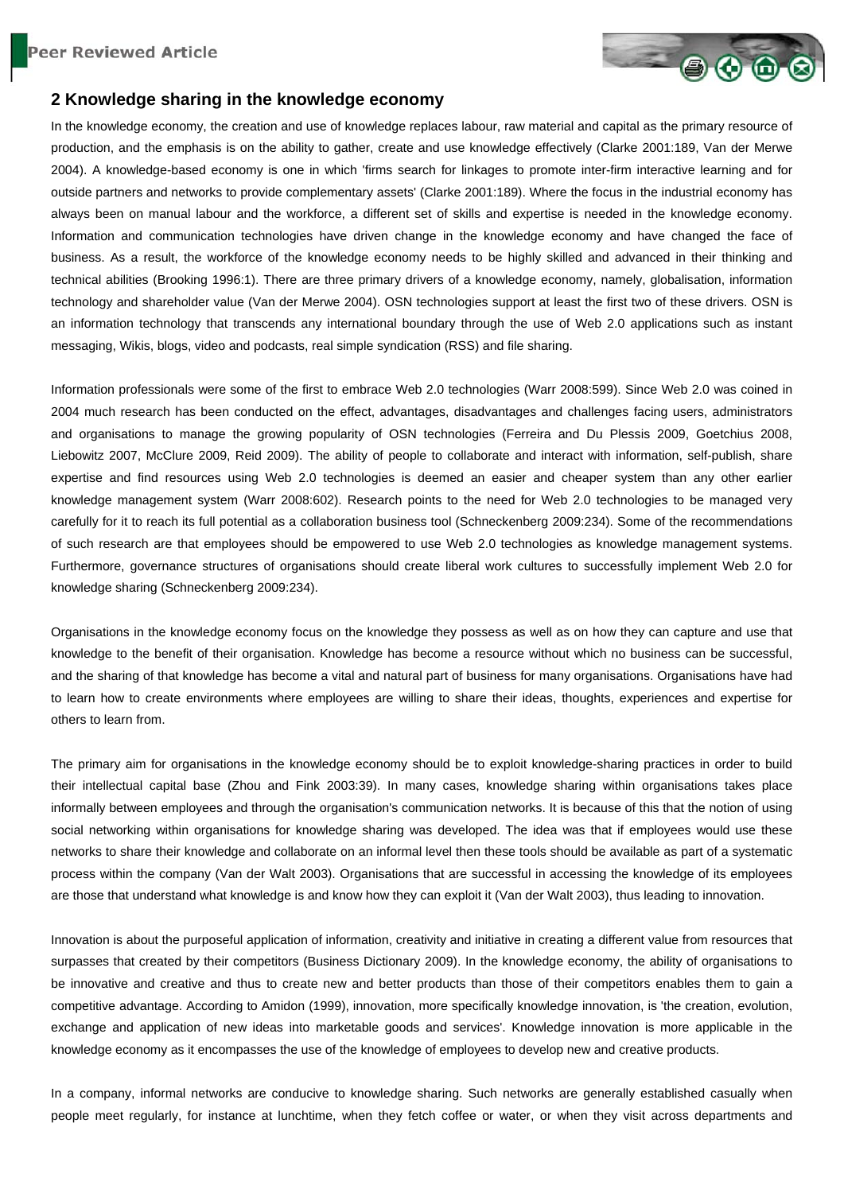## 2 Knowledge sharing in the knowledge economy

In the knowledge economy, the creation and use of knowledge replaces labour, raw material and capital as the primary resource of production, and the emphasis is on the ability to gather, create and use knowledge effectively (Clarke 2001:189, Van der Merwe 2004). A knowledge-based economy is one in which 'firms search for linkages to promote inter-firm interactive learning and for outside partners and networks to provide complementary assets' (Clarke 2001:189). Where the focus in the industrial economy has always been on manual labour and the workforce, a different set of skills and expertise is needed in the knowledge economy. Information and communication technologies have driven change in the knowledge economy and have changed the face of business. As a result, the workforce of the knowledge economy needs to be highly skilled and advanced in their thinking and technical abilities (Brooking 1996:1). There are three primary drivers of a knowledge economy, namely, globalisation, information technology and shareholder value (Van der Merwe 2004). OSN technologies support at least the first two of these drivers. OSN is an information technology that transcends any international boundary through the use of Web 2.0 applications such as instant messaging, Wikis, blogs, video and podcasts, real simple syndication (RSS) and file sharing.

Information professionals were some of the first to embrace Web 2.0 technologies (Warr 2008:599). Since Web 2.0 was coined in 2004 much research has been conducted on the effect, advantages, disadvantages and challenges facing users, administrators and organisations to manage the growing popularity of OSN technologies (Ferreira and Du Plessis 2009, Goetchius 2008, Liebowitz 2007, McClure 2009, Reid 2009). The ability of people to collaborate and interact with information, self-publish, share expertise and find resources using Web 2.0 technologies is deemed an easier and cheaper system than any other earlier knowledge management system (Warr 2008:602). Research points to the need for Web 2.0 technologies to be managed very carefully for it to reach its full potential as a collaboration business tool (Schneckenberg 2009:234). Some of the recommendations of such research are that employees should be empowered to use Web 2.0 technologies as knowledge management systems. Furthermore, governance structures of organisations should create liberal work cultures to successfully implement Web 2.0 for knowledge sharing (Schneckenberg 2009:234).

Organisations in the knowledge economy focus on the knowledge they possess as well as on how they can capture and use that knowledge to the benefit of their organisation. Knowledge has become a resource without which no business can be successful, and the sharing of that knowledge has become a vital and natural part of business for many organisations. Organisations have had to learn how to create environments where employees are willing to share their ideas, thoughts, experiences and expertise for others to learn from.

The primary aim for organisations in the knowledge economy should be to exploit knowledge-sharing practices in order to build their intellectual capital base (Zhou and Fink 2003:39). In many cases, knowledge sharing within organisations takes place informally between employees and through the organisation's communication networks. It is because of this that the notion of using social networking within organisations for knowledge sharing was developed. The idea was that if employees would use these networks to share their knowledge and collaborate on an informal level then these tools should be available as part of a systematic process within the company (Van der Walt 2003). Organisations that are successful in accessing the knowledge of its employees are those that understand what knowledge is and know how they can exploit it (Van der Walt 2003), thus leading to innovation.

Innovation is about the purposeful application of information, creativity and initiative in creating a different value from resources that surpasses that created by their competitors (Business Dictionary 2009). In the knowledge economy, the ability of organisations to be innovative and creative and thus to create new and better products than those of their competitors enables them to gain a competitive advantage. According to Amidon (1999), innovation, more specifically knowledge innovation, is 'the creation, evolution, exchange and application of new ideas into marketable goods and services'. Knowledge innovation is more applicable in the knowledge economy as it encompasses the use of the knowledge of employees to develop new and creative products.

In a company, informal networks are conducive to knowledge sharing. Such networks are generally established casually when people meet regularly, for instance at lunchtime, when they fetch coffee or water, or when they visit across departments and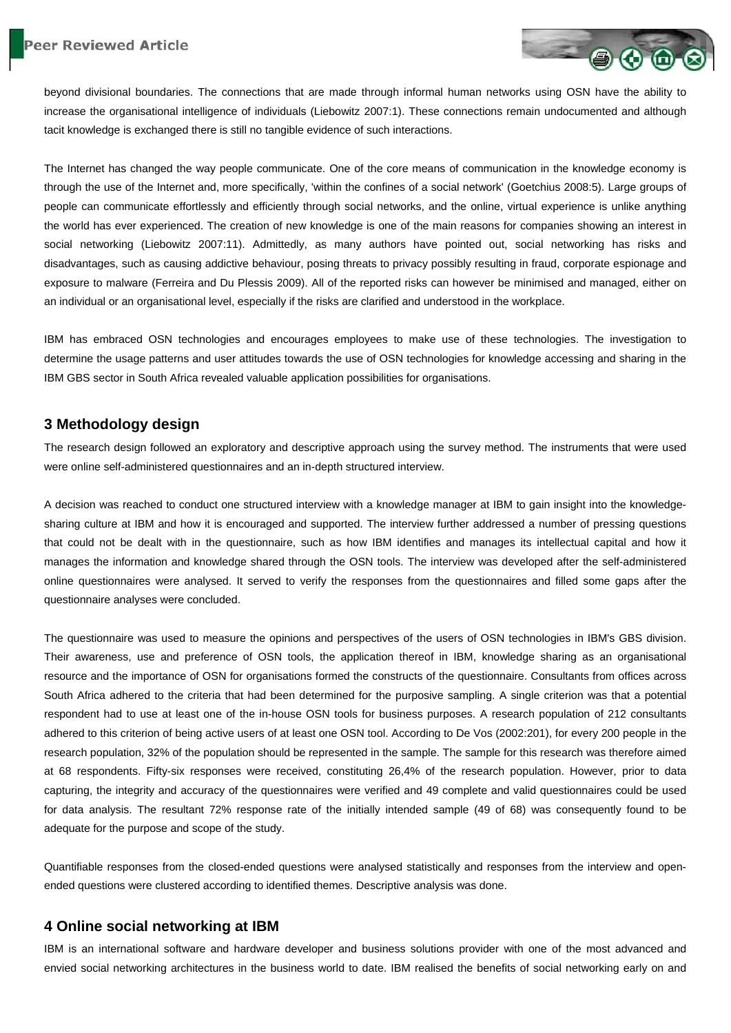beyond divisional boundaries. The connections that are made through informal human networks using OSN have the ability to increase the organisational intelligence of individuals (Liebowitz 2007:1). These connections remain undocumented and although tacit knowledge is exchanged there is still no tangible evidence of such interactions.

The Internet has changed the way people communicate. One of the core means of communication in the knowledge economy is through the use of the Internet and, more specifically, 'within the confines of a social network' (Goetchius 2008:5). Large groups of people can communicate effortlessly and efficiently through social networks, and the online, virtual experience is unlike anything the world has ever experienced. The creation of new knowledge is one of the main reasons for companies showing an interest in social networking (Liebowitz 2007:11). Admittedly, as many authors have pointed out, social networking has risks and disadvantages, such as causing addictive behaviour, posing threats to privacy possibly resulting in fraud, corporate espionage and exposure to malware (Ferreira and Du Plessis 2009). All of the reported risks can however be minimised and managed, either on an individual or an organisational level, especially if the risks are clarified and understood in the workplace.

IBM has embraced OSN technologies and encourages employees to make use of these technologies. The investigation to determine the usage patterns and user attitudes towards the use of OSN technologies for knowledge accessing and sharing in the IBM GBS sector in South Africa revealed valuable application possibilities for organisations.

## 3 Methodology design

The research design followed an exploratory and descriptive approach using the survey method. The instruments that were used were online self-administered questionnaires and an in-depth structured interview.

A decision was reached to conduct one structured interview with a knowledge manager at IBM to gain insight into the knowledge-sharing culture at IBM and how it is encouraged and supported. The interview further addressed a number of pressing questions that could not be dealt with in the questionnaire, such as how IBM identifies and manages its intellectual capital and how it manages the information and knowledge shared through the OSN tools. The interview was developed after the self-administered online questionnaires were analysed. It served to verify the responses from the questionnaires and filled some gaps after the questionnaire analyses were concluded.

The questionnaire was used to measure the opinions and perspectives of the users of OSN technologies in IBM's GBS division. Their awareness, use and preference of OSN tools, the application thereof in IBM, knowledge sharing as an organisational resource and the importance of OSN for organisations formed the constructs of the questionnaire. Consultants from offices across South Africa adhered to the criteria that had been determined for the purposive sampling. A single criterion was that a potential respondent had to use at least one of the in-house OSN tools for business purposes. A research population of 212 consultants adhered to this criterion of being active users of at least one OSN tool. According to De Vos (2002:201), for every 200 people in the research population, 32% of the population should be represented in the sample. The sample for this research was therefore aimed at 68 respondents. Fifty-six responses were received, constituting 26,4% of the research population. However, prior to data capturing, the integrity and accuracy of the questionnaires were verified and 49 complete and valid questionnaires could be used for data analysis. The resultant 72% response rate of the initially intended sample (49 of 68) was consequently found to be adequate for the purpose and scope of the study.

Quantifiable responses from the closed-ended questions were analysed statistically and responses from the interview and open-ended questions were clustered according to identified themes. Descriptive analysis was done.

## 4 Online social networking at IBM

IBM is an international software and hardware developer and business solutions provider with one of the most advanced and envied social networking architectures in the business world to date. IBM realised the benefits of social networking early on and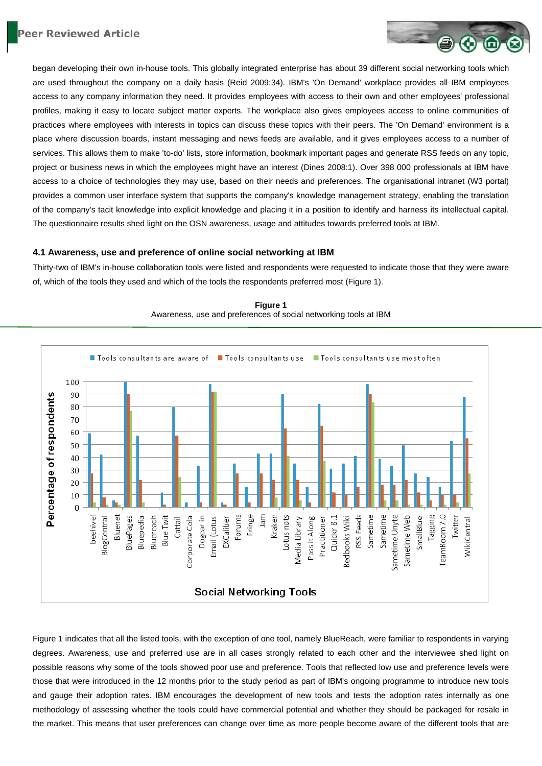began developing their own in-house tools. This globally integrated enterprise has about 39 different social networking tools which are used throughout the company on a daily basis (Reid 2009:34). IBM's 'On Demand' workplace provides all IBM employees access to any company information they need. It provides employees with access to their own and other employees' professional profiles, making it easy to locate subject matter experts. The workplace also gives employees access to online communities of practices where employees with interests in topics can discuss these topics with their peers. The 'On Demand' environment is a place where discussion boards, instant messaging and news feeds are available, and it gives employees access to a number of services. This allows them to make 'to-do' lists, store information, bookmark important pages and generate RSS feeds on any topic, project or business news in which the employees might have an interest (Dines 2008:1). Over 398 000 professionals at IBM have access to a choice of technologies they may use, based on their needs and preferences. The organisational intranet (W3 portal) provides a common user interface system that supports the company's knowledge management strategy, enabling the translation of the company's tacit knowledge into explicit knowledge and placing it in a position to identify and harness its intellectual capital. The questionnaire results shed light on the OSN awareness, usage and attitudes towards preferred tools at IBM.

### 4.1 Awareness, use and preference of online social networking at IBM

Thirty-two of IBM's in-house collaboration tools were listed and respondents were requested to indicate those that they were aware of, which of the tools they used and which of the tools the respondents preferred most (Figure 1).

**Figure 1**
Awareness, use and preferences of social networking tools at IBM

Figure 1 indicates that all the listed tools, with the exception of one tool, namely BlueReach, were familiar to respondents in varying degrees. Awareness, use and preferred use are in all cases strongly related to each other and the interviewee shed light on possible reasons why some of the tools showed poor use and preference. Tools that reflected low use and preference levels were those that were introduced in the 12 months prior to the study period as part of IBM's ongoing programme to introduce new tools and gauge their adoption rates. IBM encourages the development of new tools and tests the adoption rates internally as one methodology of assessing whether the tools could have commercial potential and whether they should be packaged for resale in the market. This means that user preferences can change over time as more people become aware of the different tools that are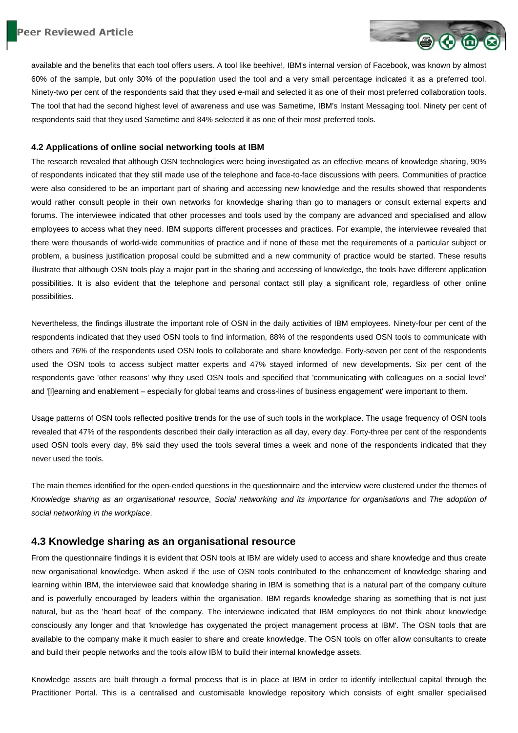available and the benefits that each tool offers users. A tool like beehive!, IBM's internal version of Facebook, was known by almost 60% of the sample, but only 30% of the population used the tool and a very small percentage indicated it as a preferred tool. Ninety-two per cent of the respondents said that they used e-mail and selected it as one of their most preferred collaboration tools. The tool that had the second highest level of awareness and use was Sametime, IBM's Instant Messaging tool. Ninety per cent of respondents said that they used Sametime and 84% selected it as one of their most preferred tools.

### 4.2 Applications of online social networking tools at IBM

The research revealed that although OSN technologies were being investigated as an effective means of knowledge sharing, 90% of respondents indicated that they still made use of the telephone and face-to-face discussions with peers. Communities of practice were also considered to be an important part of sharing and accessing new knowledge and the results showed that respondents would rather consult people in their own networks for knowledge sharing than go to managers or consult external experts and forums. The interviewee indicated that other processes and tools used by the company are advanced and specialised and allow employees to access what they need. IBM supports different processes and practices. For example, the interviewee revealed that there were thousands of world-wide communities of practice and if none of these met the requirements of a particular subject or problem, a business justification proposal could be submitted and a new community of practice would be started. These results illustrate that although OSN tools play a major part in the sharing and accessing of knowledge, the tools have different application possibilities. It is also evident that the telephone and personal contact still play a significant role, regardless of other online possibilities.

Nevertheless, the findings illustrate the important role of OSN in the daily activities of IBM employees. Ninety-four per cent of the respondents indicated that they used OSN tools to find information, 88% of the respondents used OSN tools to communicate with others and 76% of the respondents used OSN tools to collaborate and share knowledge. Forty-seven per cent of the respondents used the OSN tools to access subject matter experts and 47% stayed informed of new developments. Six per cent of the respondents gave 'other reasons' why they used OSN tools and specified that 'communicating with colleagues on a social level' and '[l]earning and enablement – especially for global teams and cross-lines of business engagement' were important to them.

Usage patterns of OSN tools reflected positive trends for the use of such tools in the workplace. The usage frequency of OSN tools revealed that 47% of the respondents described their daily interaction as all day, every day. Forty-three per cent of the respondents used OSN tools every day, 8% said they used the tools several times a week and none of the respondents indicated that they never used the tools.

The main themes identified for the open-ended questions in the questionnaire and the interview were clustered under the themes of *Knowledge sharing as an organisational resource*, *Social networking and its importance for organisations* and *The adoption of social networking in the workplace*.

## 4.3 Knowledge sharing as an organisational resource

From the questionnaire findings it is evident that OSN tools at IBM are widely used to access and share knowledge and thus create new organisational knowledge. When asked if the use of OSN tools contributed to the enhancement of knowledge sharing and learning within IBM, the interviewee said that knowledge sharing in IBM is something that is a natural part of the company culture and is powerfully encouraged by leaders within the organisation. IBM regards knowledge sharing as something that is not just natural, but as the 'heart beat' of the company. The interviewee indicated that IBM employees do not think about knowledge consciously any longer and that 'knowledge has oxygenated the project management process at IBM'. The OSN tools that are available to the company make it much easier to share and create knowledge. The OSN tools on offer allow consultants to create and build their people networks and the tools allow IBM to build their internal knowledge assets.

Knowledge assets are built through a formal process that is in place at IBM in order to identify intellectual capital through the Practitioner Portal. This is a centralised and customisable knowledge repository which consists of eight smaller specialised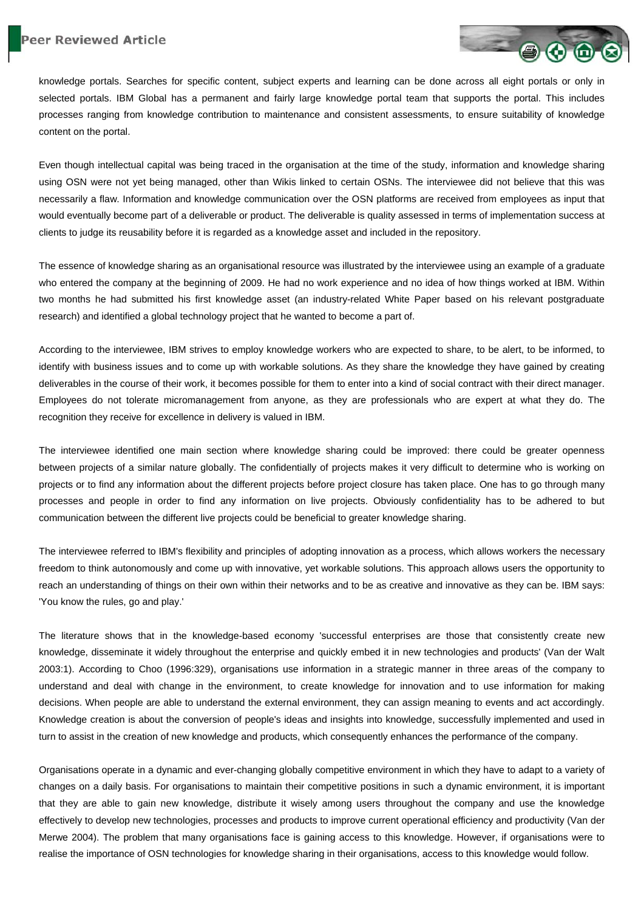knowledge portals. Searches for specific content, subject experts and learning can be done across all eight portals or only in selected portals. IBM Global has a permanent and fairly large knowledge portal team that supports the portal. This includes processes ranging from knowledge contribution to maintenance and consistent assessments, to ensure suitability of knowledge content on the portal.

Even though intellectual capital was being traced in the organisation at the time of the study, information and knowledge sharing using OSN were not yet being managed, other than Wikis linked to certain OSNs. The interviewee did not believe that this was necessarily a flaw. Information and knowledge communication over the OSN platforms are received from employees as input that would eventually become part of a deliverable or product. The deliverable is quality assessed in terms of implementation success at clients to judge its reusability before it is regarded as a knowledge asset and included in the repository.

The essence of knowledge sharing as an organisational resource was illustrated by the interviewee using an example of a graduate who entered the company at the beginning of 2009. He had no work experience and no idea of how things worked at IBM. Within two months he had submitted his first knowledge asset (an industry-related White Paper based on his relevant postgraduate research) and identified a global technology project that he wanted to become a part of.

According to the interviewee, IBM strives to employ knowledge workers who are expected to share, to be alert, to be informed, to identify with business issues and to come up with workable solutions. As they share the knowledge they have gained by creating deliverables in the course of their work, it becomes possible for them to enter into a kind of social contract with their direct manager. Employees do not tolerate micromanagement from anyone, as they are professionals who are expert at what they do. The recognition they receive for excellence in delivery is valued in IBM.

The interviewee identified one main section where knowledge sharing could be improved: there could be greater openness between projects of a similar nature globally. The confidentially of projects makes it very difficult to determine who is working on projects or to find any information about the different projects before project closure has taken place. One has to go through many processes and people in order to find any information on live projects. Obviously confidentiality has to be adhered to but communication between the different live projects could be beneficial to greater knowledge sharing.

The interviewee referred to IBM's flexibility and principles of adopting innovation as a process, which allows workers the necessary freedom to think autonomously and come up with innovative, yet workable solutions. This approach allows users the opportunity to reach an understanding of things on their own within their networks and to be as creative and innovative as they can be. IBM says: 'You know the rules, go and play.'

The literature shows that in the knowledge-based economy 'successful enterprises are those that consistently create new knowledge, disseminate it widely throughout the enterprise and quickly embed it in new technologies and products' (Van der Walt 2003:1). According to Choo (1996:329), organisations use information in a strategic manner in three areas of the company to understand and deal with change in the environment, to create knowledge for innovation and to use information for making decisions. When people are able to understand the external environment, they can assign meaning to events and act accordingly. Knowledge creation is about the conversion of people's ideas and insights into knowledge, successfully implemented and used in turn to assist in the creation of new knowledge and products, which consequently enhances the performance of the company.

Organisations operate in a dynamic and ever-changing globally competitive environment in which they have to adapt to a variety of changes on a daily basis. For organisations to maintain their competitive positions in such a dynamic environment, it is important that they are able to gain new knowledge, distribute it wisely among users throughout the company and use the knowledge effectively to develop new technologies, processes and products to improve current operational efficiency and productivity (Van der Merwe 2004). The problem that many organisations face is gaining access to this knowledge. However, if organisations were to realise the importance of OSN technologies for knowledge sharing in their organisations, access to this knowledge would follow.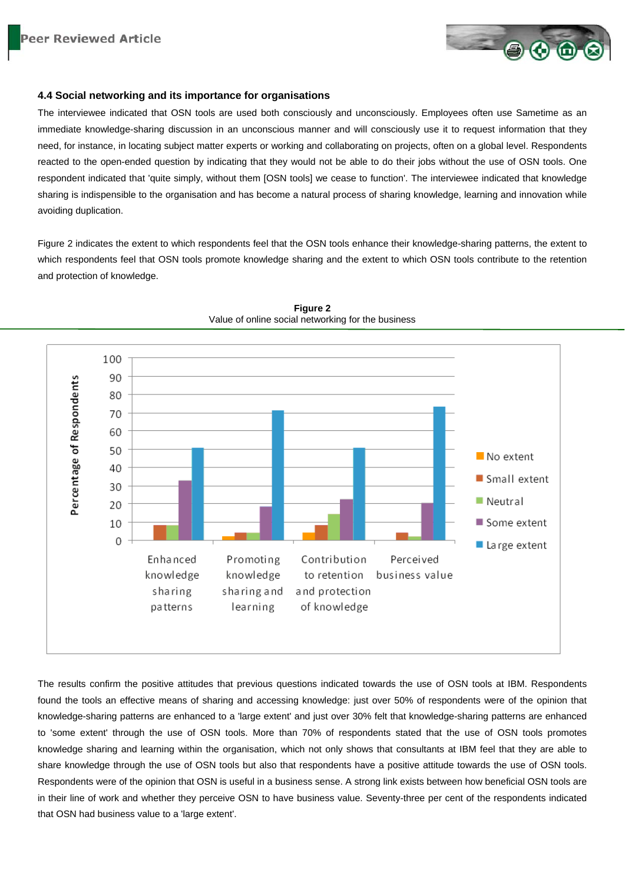### 4.4 Social networking and its importance for organisations

The interviewee indicated that OSN tools are used both consciously and unconsciously. Employees often use Sametime as an immediate knowledge-sharing discussion in an unconscious manner and will consciously use it to request information that they need, for instance, in locating subject matter experts or working and collaborating on projects, often on a global level. Respondents reacted to the open-ended question by indicating that they would not be able to do their jobs without the use of OSN tools. One respondent indicated that 'quite simply, without them [OSN tools] we cease to function'. The interviewee indicated that knowledge sharing is indispensible to the organisation and has become a natural process of sharing knowledge, learning and innovation while avoiding duplication.

Figure 2 indicates the extent to which respondents feel that the OSN tools enhance their knowledge-sharing patterns, the extent to which respondents feel that OSN tools promote knowledge sharing and the extent to which OSN tools contribute to the retention and protection of knowledge.

**Figure 2**
Value of online social networking for the business

The results confirm the positive attitudes that previous questions indicated towards the use of OSN tools at IBM. Respondents found the tools an effective means of sharing and accessing knowledge: just over 50% of respondents were of the opinion that knowledge-sharing patterns are enhanced to a 'large extent' and just over 30% felt that knowledge-sharing patterns are enhanced to 'some extent' through the use of OSN tools. More than 70% of respondents stated that the use of OSN tools promotes knowledge sharing and learning within the organisation, which not only shows that consultants at IBM feel that they are able to share knowledge through the use of OSN tools but also that respondents have a positive attitude towards the use of OSN tools. Respondents were of the opinion that OSN is useful in a business sense. A strong link exists between how beneficial OSN tools are in their line of work and whether they perceive OSN to have business value. Seventy-three per cent of the respondents indicated that OSN had business value to a 'large extent'.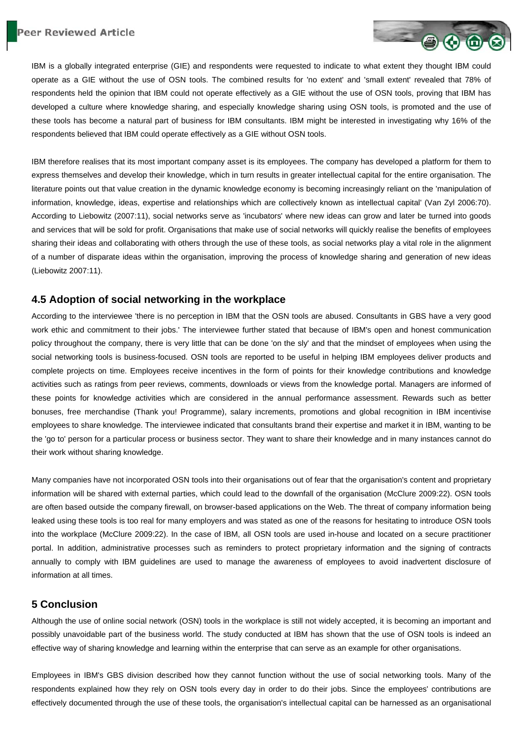IBM is a globally integrated enterprise (GIE) and respondents were requested to indicate to what extent they thought IBM could operate as a GIE without the use of OSN tools. The combined results for 'no extent' and 'small extent' revealed that 78% of respondents held the opinion that IBM could not operate effectively as a GIE without the use of OSN tools, proving that IBM has developed a culture where knowledge sharing, and especially knowledge sharing using OSN tools, is promoted and the use of these tools has become a natural part of business for IBM consultants. IBM might be interested in investigating why 16% of the respondents believed that IBM could operate effectively as a GIE without OSN tools.

IBM therefore realises that its most important company asset is its employees. The company has developed a platform for them to express themselves and develop their knowledge, which in turn results in greater intellectual capital for the entire organisation. The literature points out that value creation in the dynamic knowledge economy is becoming increasingly reliant on the 'manipulation of information, knowledge, ideas, expertise and relationships which are collectively known as intellectual capital' (Van Zyl 2006:70). According to Liebowitz (2007:11), social networks serve as 'incubators' where new ideas can grow and later be turned into goods and services that will be sold for profit. Organisations that make use of social networks will quickly realise the benefits of employees sharing their ideas and collaborating with others through the use of these tools, as social networks play a vital role in the alignment of a number of disparate ideas within the organisation, improving the process of knowledge sharing and generation of new ideas (Liebowitz 2007:11).

## 4.5 Adoption of social networking in the workplace

According to the interviewee 'there is no perception in IBM that the OSN tools are abused. Consultants in GBS have a very good work ethic and commitment to their jobs.' The interviewee further stated that because of IBM's open and honest communication policy throughout the company, there is very little that can be done 'on the sly' and that the mindset of employees when using the social networking tools is business-focused. OSN tools are reported to be useful in helping IBM employees deliver products and complete projects on time. Employees receive incentives in the form of points for their knowledge contributions and knowledge activities such as ratings from peer reviews, comments, downloads or views from the knowledge portal. Managers are informed of these points for knowledge activities which are considered in the annual performance assessment. Rewards such as better bonuses, free merchandise (Thank you! Programme), salary increments, promotions and global recognition in IBM incentivise employees to share knowledge. The interviewee indicated that consultants brand their expertise and market it in IBM, wanting to be the 'go to' person for a particular process or business sector. They want to share their knowledge and in many instances cannot do their work without sharing knowledge.

Many companies have not incorporated OSN tools into their organisations out of fear that the organisation's content and proprietary information will be shared with external parties, which could lead to the downfall of the organisation (McClure 2009:22). OSN tools are often based outside the company firewall, on browser-based applications on the Web. The threat of company information being leaked using these tools is too real for many employers and was stated as one of the reasons for hesitating to introduce OSN tools into the workplace (McClure 2009:22). In the case of IBM, all OSN tools are used in-house and located on a secure practitioner portal. In addition, administrative processes such as reminders to protect proprietary information and the signing of contracts annually to comply with IBM guidelines are used to manage the awareness of employees to avoid inadvertent disclosure of information at all times.

## 5 Conclusion

Although the use of online social network (OSN) tools in the workplace is still not widely accepted, it is becoming an important and possibly unavoidable part of the business world. The study conducted at IBM has shown that the use of OSN tools is indeed an effective way of sharing knowledge and learning within the enterprise that can serve as an example for other organisations.

Employees in IBM's GBS division described how they cannot function without the use of social networking tools. Many of the respondents explained how they rely on OSN tools every day in order to do their jobs. Since the employees' contributions are effectively documented through the use of these tools, the organisation's intellectual capital can be harnessed as an organisational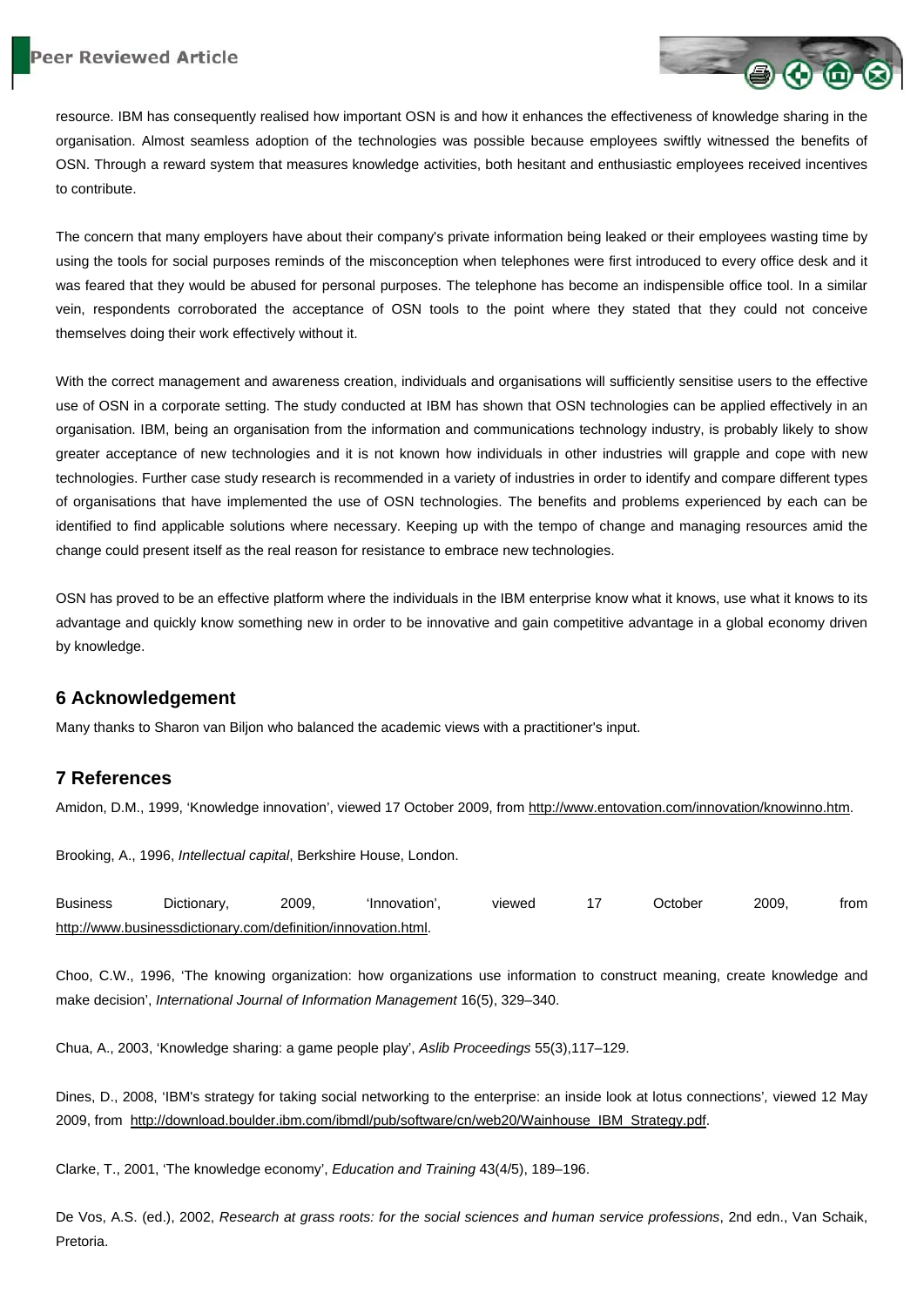resource. IBM has consequently realised how important OSN is and how it enhances the effectiveness of knowledge sharing in the organisation. Almost seamless adoption of the technologies was possible because employees swiftly witnessed the benefits of OSN. Through a reward system that measures knowledge activities, both hesitant and enthusiastic employees received incentives to contribute.

The concern that many employers have about their company's private information being leaked or their employees wasting time by using the tools for social purposes reminds of the misconception when telephones were first introduced to every office desk and it was feared that they would be abused for personal purposes. The telephone has become an indispensible office tool. In a similar vein, respondents corroborated the acceptance of OSN tools to the point where they stated that they could not conceive themselves doing their work effectively without it.

With the correct management and awareness creation, individuals and organisations will sufficiently sensitise users to the effective use of OSN in a corporate setting. The study conducted at IBM has shown that OSN technologies can be applied effectively in an organisation. IBM, being an organisation from the information and communications technology industry, is probably likely to show greater acceptance of new technologies and it is not known how individuals in other industries will grapple and cope with new technologies. Further case study research is recommended in a variety of industries in order to identify and compare different types of organisations that have implemented the use of OSN technologies. The benefits and problems experienced by each can be identified to find applicable solutions where necessary. Keeping up with the tempo of change and managing resources amid the change could present itself as the real reason for resistance to embrace new technologies.

OSN has proved to be an effective platform where the individuals in the IBM enterprise know what it knows, use what it knows to its advantage and quickly know something new in order to be innovative and gain competitive advantage in a global economy driven by knowledge.

## 6 Acknowledgement

Many thanks to Sharon van Biljon who balanced the academic views with a practitioner's input.

## 7 References

Amidon, D.M., 1999, 'Knowledge innovation', viewed 17 October 2009, from http://www.entovation.com/innovation/knowinno.htm.

Brooking, A., 1996, *Intellectual capital*, Berkshire House, London.

Business Dictionary, 2009, 'Innovation', viewed 17 October 2009, from http://www.businessdictionary.com/definition/innovation.html.

Choo, C.W., 1996, 'The knowing organization: how organizations use information to construct meaning, create knowledge and make decision', *International Journal of Information Management* 16(5), 329–340.

Chua, A., 2003, 'Knowledge sharing: a game people play', *Aslib Proceedings* 55(3),117–129.

Dines, D., 2008, 'IBM's strategy for taking social networking to the enterprise: an inside look at lotus connections', viewed 12 May 2009, from http://download.boulder.ibm.com/ibmdl/pub/software/cn/web20/Wainhouse_IBM_Strategy.pdf.

Clarke, T., 2001, 'The knowledge economy', *Education and Training* 43(4/5), 189–196.

De Vos, A.S. (ed.), 2002, *Research at grass roots: for the social sciences and human service professions*, 2nd edn., Van Schaik, Pretoria.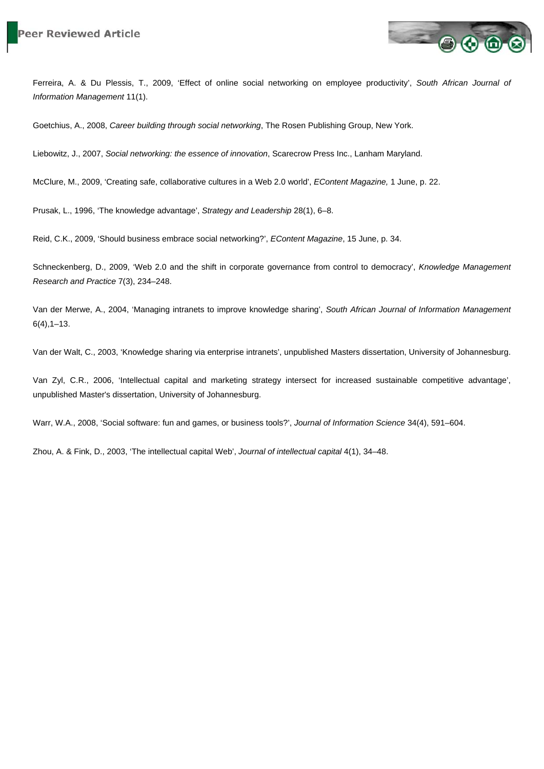Ferreira, A. & Du Plessis, T., 2009, 'Effect of online social networking on employee productivity', *South African Journal of Information Management* 11(1).

Goetchius, A., 2008, *Career building through social networking*, The Rosen Publishing Group, New York.

Liebowitz, J., 2007, *Social networking: the essence of innovation*, Scarecrow Press Inc., Lanham Maryland.

McClure, M., 2009, 'Creating safe, collaborative cultures in a Web 2.0 world', *EContent Magazine,* 1 June, p. 22.

Prusak, L., 1996, 'The knowledge advantage', *Strategy and Leadership* 28(1), 6–8.

Reid, C.K., 2009, 'Should business embrace social networking?', *EContent Magazine*, 15 June, p. 34.

Schneckenberg, D., 2009, 'Web 2.0 and the shift in corporate governance from control to democracy', *Knowledge Management Research and Practice* 7(3), 234–248.

Van der Merwe, A., 2004, 'Managing intranets to improve knowledge sharing', *South African Journal of Information Management* 6(4),1–13.

Van der Walt, C., 2003, 'Knowledge sharing via enterprise intranets', unpublished Masters dissertation, University of Johannesburg.

Van Zyl, C.R., 2006, 'Intellectual capital and marketing strategy intersect for increased sustainable competitive advantage', unpublished Master's dissertation, University of Johannesburg.

Warr, W.A., 2008, 'Social software: fun and games, or business tools?', *Journal of Information Science* 34(4), 591–604.

Zhou, A. & Fink, D., 2003, 'The intellectual capital Web', *Journal of intellectual capital* 4(1), 34–48.